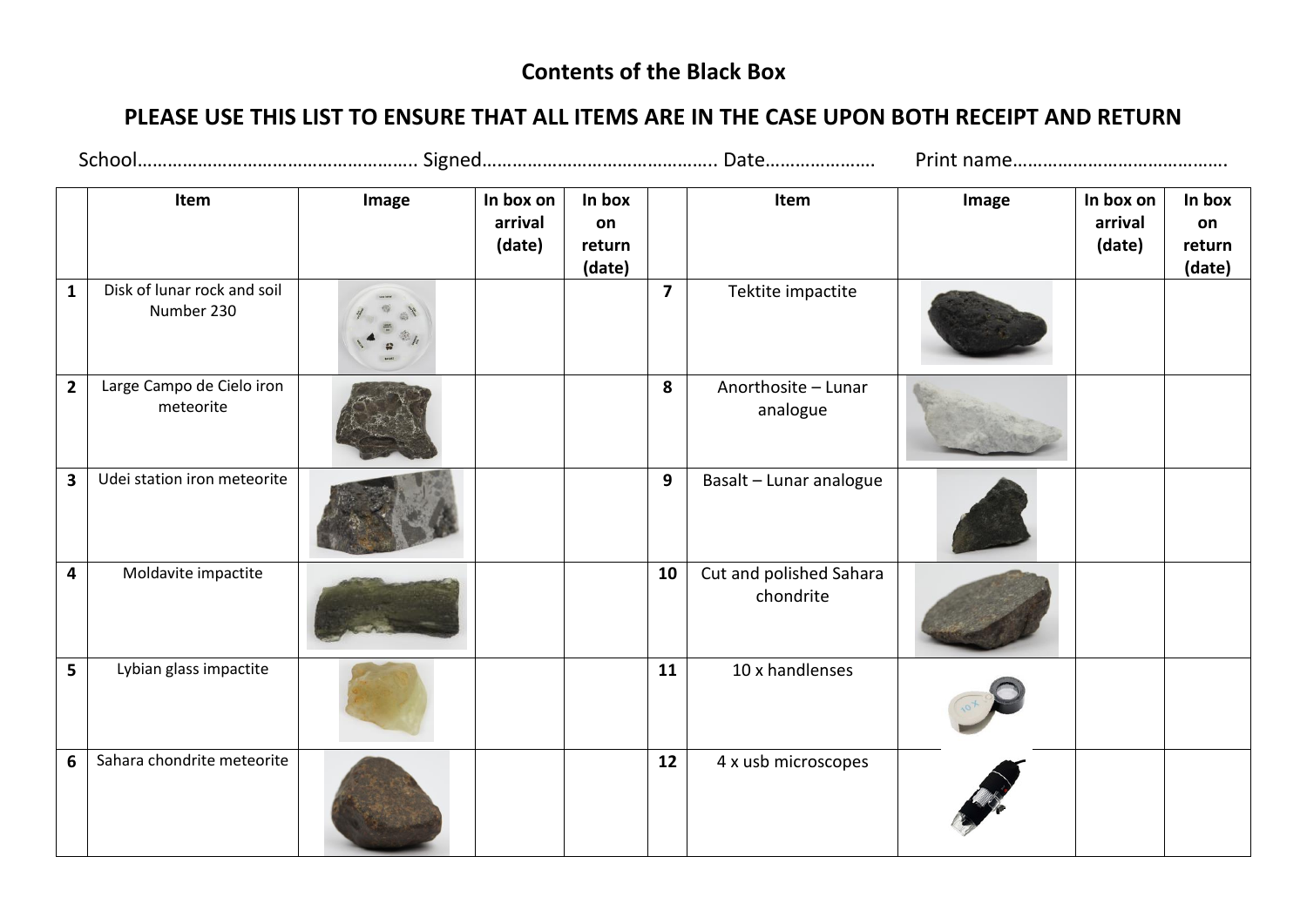# Contents of the Black Box

## PLEASE USE THIS LIST TO ENSURE THAT ALL ITEMS ARE IN THE CASE UPON BOTH RECEIPT AND RETURN

School……………………………………………….. Signed……………………………………….. Date…………………  Print name……………………………………

| | Item | Image | In box on arrival (date) | In box on return (date) | | Item | Image | In box on arrival (date) | In box on return (date) |
|---|---|---|---|---|---|---|---|---|---|
| **1** | Disk of lunar rock and soil Number 230 | | | | **7** | Tektite impactite | | | |
| **2** | Large Campo de Cielo iron meteorite | | | | **8** | Anorthosite – Lunar analogue | | | |
| **3** | Udei station iron meteorite | | | | **9** | Basalt – Lunar analogue | | | |
| **4** | Moldavite impactite | | | | **10** | Cut and polished Sahara chondrite | | | |
| **5** | Lybian glass impactite | | | | **11** | 10 x handlenses | | | |
| **6** | Sahara chondrite meteorite | | | | **12** | 4 x usb microscopes | | | |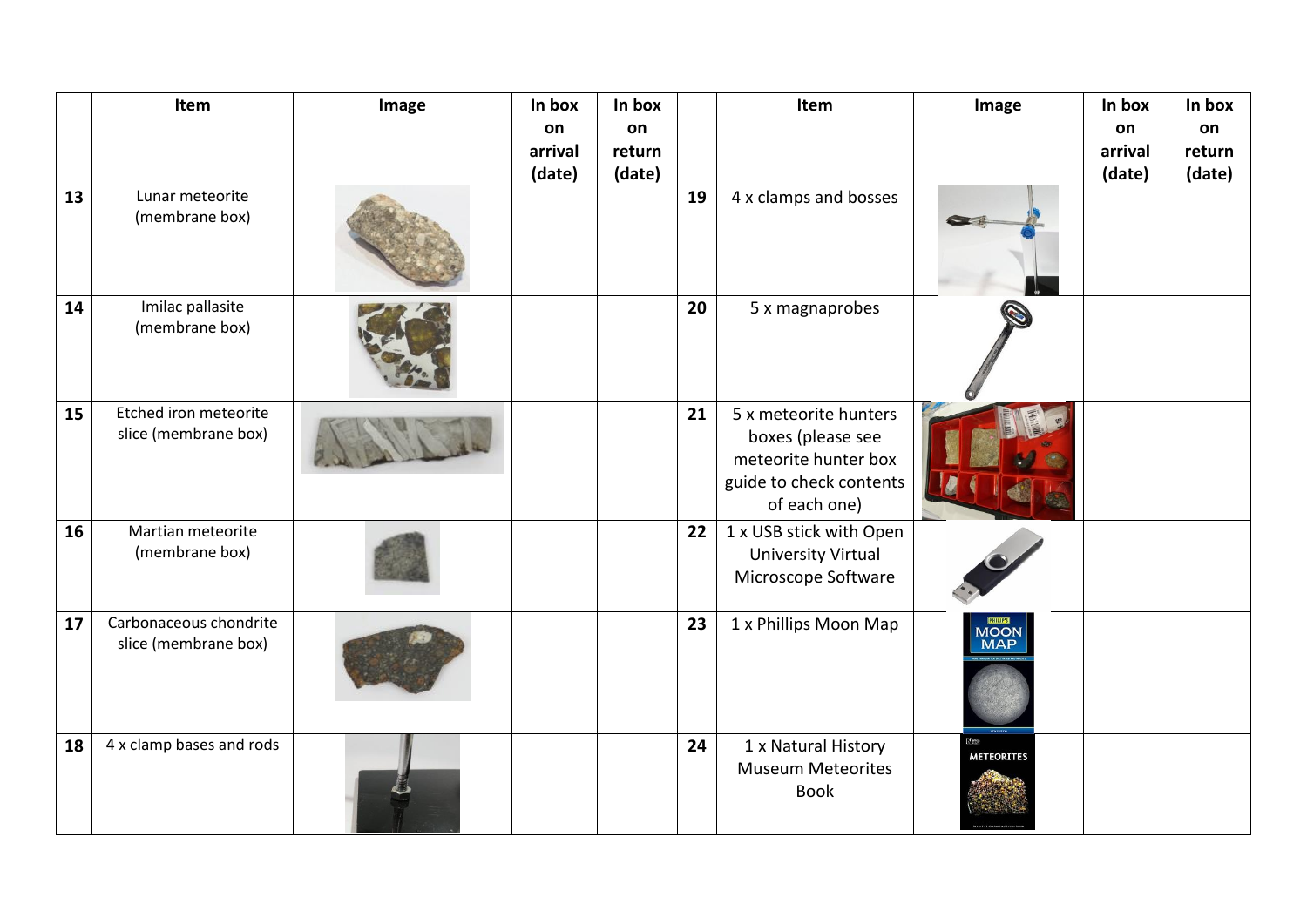| | Item | Image | In box on arrival (date) | In box on return (date) | | Item | Image | In box on arrival (date) | In box on return (date) |
|---|---|---|---|---|---|---|---|---|---|
| 13 | Lunar meteorite (membrane box) | | | | 19 | 4 x clamps and bosses | | | |
| 14 | Imilac pallasite (membrane box) | | | | 20 | 5 x magnaprobes | | | |
| 15 | Etched iron meteorite slice (membrane box) | | | | 21 | 5 x meteorite hunters boxes (please see meteorite hunter box guide to check contents of each one) | | | |
| 16 | Martian meteorite (membrane box) | | | | 22 | 1 x USB stick with Open University Virtual Microscope Software | | | |
| 17 | Carbonaceous chondrite slice (membrane box) | | | | 23 | 1 x Phillips Moon Map | | | |
| 18 | 4 x clamp bases and rods | | | | 24 | 1 x Natural History Museum Meteorites Book | | | |